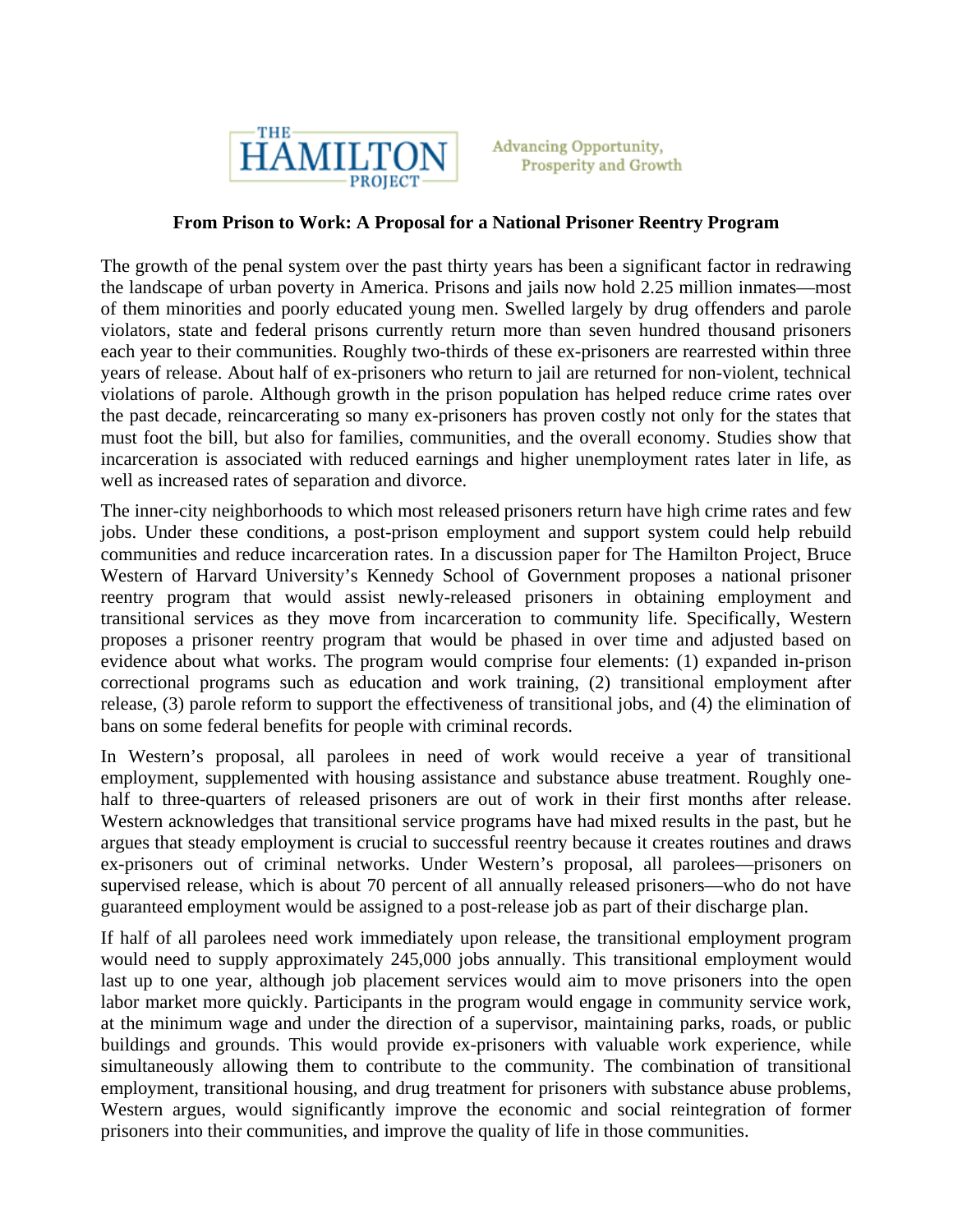THE HAMILTON PROJECT

Advancing Opportunity, Prosperity and Growth

## From Prison to Work: A Proposal for a National Prisoner Reentry Program

The growth of the penal system over the past thirty years has been a significant factor in redrawing the landscape of urban poverty in America. Prisons and jails now hold 2.25 million inmates—most of them minorities and poorly educated young men. Swelled largely by drug offenders and parole violators, state and federal prisons currently return more than seven hundred thousand prisoners each year to their communities. Roughly two-thirds of these ex-prisoners are rearrested within three years of release. About half of ex-prisoners who return to jail are returned for non-violent, technical violations of parole. Although growth in the prison population has helped reduce crime rates over the past decade, reincarcerating so many ex-prisoners has proven costly not only for the states that must foot the bill, but also for families, communities, and the overall economy. Studies show that incarceration is associated with reduced earnings and higher unemployment rates later in life, as well as increased rates of separation and divorce.

The inner-city neighborhoods to which most released prisoners return have high crime rates and few jobs. Under these conditions, a post-prison employment and support system could help rebuild communities and reduce incarceration rates. In a discussion paper for The Hamilton Project, Bruce Western of Harvard University's Kennedy School of Government proposes a national prisoner reentry program that would assist newly-released prisoners in obtaining employment and transitional services as they move from incarceration to community life. Specifically, Western proposes a prisoner reentry program that would be phased in over time and adjusted based on evidence about what works. The program would comprise four elements: (1) expanded in-prison correctional programs such as education and work training, (2) transitional employment after release, (3) parole reform to support the effectiveness of transitional jobs, and (4) the elimination of bans on some federal benefits for people with criminal records.

In Western's proposal, all parolees in need of work would receive a year of transitional employment, supplemented with housing assistance and substance abuse treatment. Roughly one-half to three-quarters of released prisoners are out of work in their first months after release. Western acknowledges that transitional service programs have had mixed results in the past, but he argues that steady employment is crucial to successful reentry because it creates routines and draws ex-prisoners out of criminal networks. Under Western's proposal, all parolees—prisoners on supervised release, which is about 70 percent of all annually released prisoners—who do not have guaranteed employment would be assigned to a post-release job as part of their discharge plan.

If half of all parolees need work immediately upon release, the transitional employment program would need to supply approximately 245,000 jobs annually. This transitional employment would last up to one year, although job placement services would aim to move prisoners into the open labor market more quickly. Participants in the program would engage in community service work, at the minimum wage and under the direction of a supervisor, maintaining parks, roads, or public buildings and grounds. This would provide ex-prisoners with valuable work experience, while simultaneously allowing them to contribute to the community. The combination of transitional employment, transitional housing, and drug treatment for prisoners with substance abuse problems, Western argues, would significantly improve the economic and social reintegration of former prisoners into their communities, and improve the quality of life in those communities.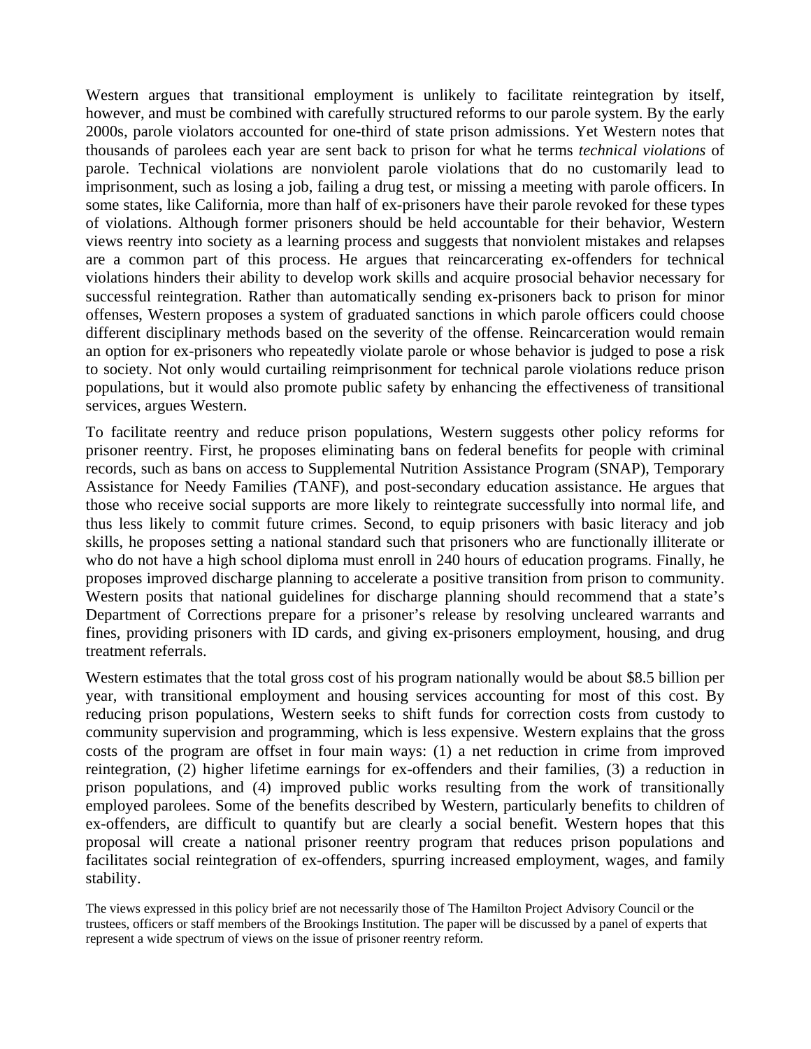Western argues that transitional employment is unlikely to facilitate reintegration by itself, however, and must be combined with carefully structured reforms to our parole system. By the early 2000s, parole violators accounted for one-third of state prison admissions. Yet Western notes that thousands of parolees each year are sent back to prison for what he terms *technical violations* of parole. Technical violations are nonviolent parole violations that do no customarily lead to imprisonment, such as losing a job, failing a drug test, or missing a meeting with parole officers. In some states, like California, more than half of ex-prisoners have their parole revoked for these types of violations. Although former prisoners should be held accountable for their behavior, Western views reentry into society as a learning process and suggests that nonviolent mistakes and relapses are a common part of this process. He argues that reincarcerating ex-offenders for technical violations hinders their ability to develop work skills and acquire prosocial behavior necessary for successful reintegration. Rather than automatically sending ex-prisoners back to prison for minor offenses, Western proposes a system of graduated sanctions in which parole officers could choose different disciplinary methods based on the severity of the offense. Reincarceration would remain an option for ex-prisoners who repeatedly violate parole or whose behavior is judged to pose a risk to society. Not only would curtailing reimprisonment for technical parole violations reduce prison populations, but it would also promote public safety by enhancing the effectiveness of transitional services, argues Western.

To facilitate reentry and reduce prison populations, Western suggests other policy reforms for prisoner reentry. First, he proposes eliminating bans on federal benefits for people with criminal records, such as bans on access to Supplemental Nutrition Assistance Program (SNAP), Temporary Assistance for Needy Families *(*TANF), and post-secondary education assistance. He argues that those who receive social supports are more likely to reintegrate successfully into normal life, and thus less likely to commit future crimes. Second, to equip prisoners with basic literacy and job skills, he proposes setting a national standard such that prisoners who are functionally illiterate or who do not have a high school diploma must enroll in 240 hours of education programs. Finally, he proposes improved discharge planning to accelerate a positive transition from prison to community. Western posits that national guidelines for discharge planning should recommend that a state's Department of Corrections prepare for a prisoner's release by resolving uncleared warrants and fines, providing prisoners with ID cards, and giving ex-prisoners employment, housing, and drug treatment referrals.

Western estimates that the total gross cost of his program nationally would be about $8.5 billion per year, with transitional employment and housing services accounting for most of this cost. By reducing prison populations, Western seeks to shift funds for correction costs from custody to community supervision and programming, which is less expensive. Western explains that the gross costs of the program are offset in four main ways: (1) a net reduction in crime from improved reintegration, (2) higher lifetime earnings for ex-offenders and their families, (3) a reduction in prison populations, and (4) improved public works resulting from the work of transitionally employed parolees. Some of the benefits described by Western, particularly benefits to children of ex-offenders, are difficult to quantify but are clearly a social benefit. Western hopes that this proposal will create a national prisoner reentry program that reduces prison populations and facilitates social reintegration of ex-offenders, spurring increased employment, wages, and family stability.

The views expressed in this policy brief are not necessarily those of The Hamilton Project Advisory Council or the trustees, officers or staff members of the Brookings Institution. The paper will be discussed by a panel of experts that represent a wide spectrum of views on the issue of prisoner reentry reform.